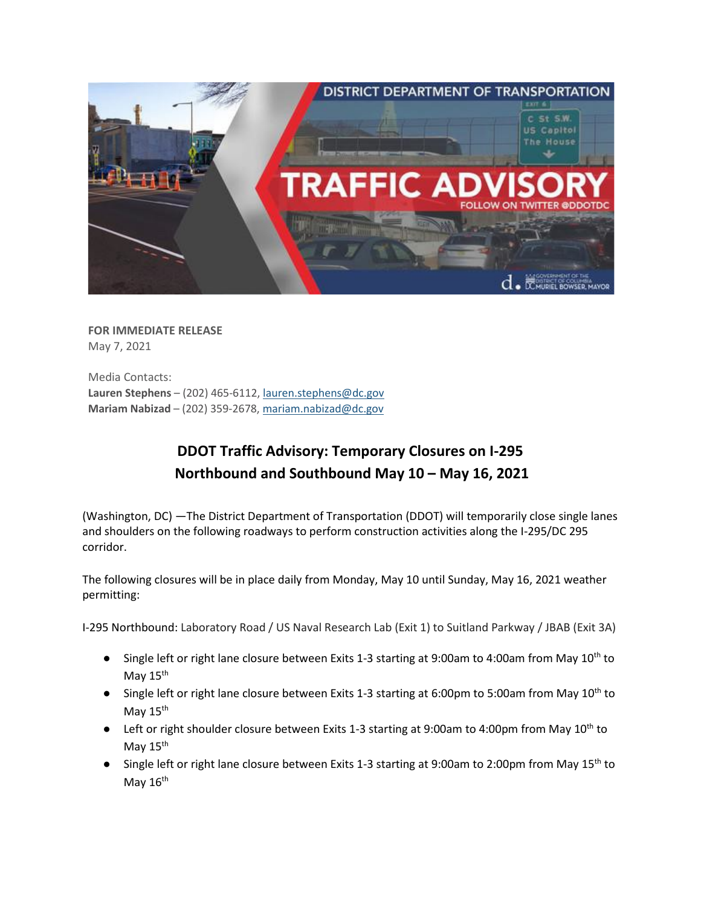**FOR IMMEDIATE RELEASE**
May 7, 2021

Media Contacts:
**Lauren Stephens** – (202) 465-6112, lauren.stephens@dc.gov
**Mariam Nabizad** – (202) 359-2678, mariam.nabizad@dc.gov

## DDOT Traffic Advisory: Temporary Closures on I-295 Northbound and Southbound May 10 – May 16, 2021

(Washington, DC) —The District Department of Transportation (DDOT) will temporarily close single lanes and shoulders on the following roadways to perform construction activities along the I-295/DC 295 corridor.

The following closures will be in place daily from Monday, May 10 until Sunday, May 16, 2021 weather permitting:

I-295 Northbound: Laboratory Road / US Naval Research Lab (Exit 1) to Suitland Parkway / JBAB (Exit 3A)

- Single left or right lane closure between Exits 1-3 starting at 9:00am to 4:00am from May 10th to May 15th
- Single left or right lane closure between Exits 1-3 starting at 6:00pm to 5:00am from May 10th to May 15th
- Left or right shoulder closure between Exits 1-3 starting at 9:00am to 4:00pm from May 10th to May 15th
- Single left or right lane closure between Exits 1-3 starting at 9:00am to 2:00pm from May 15th to May 16th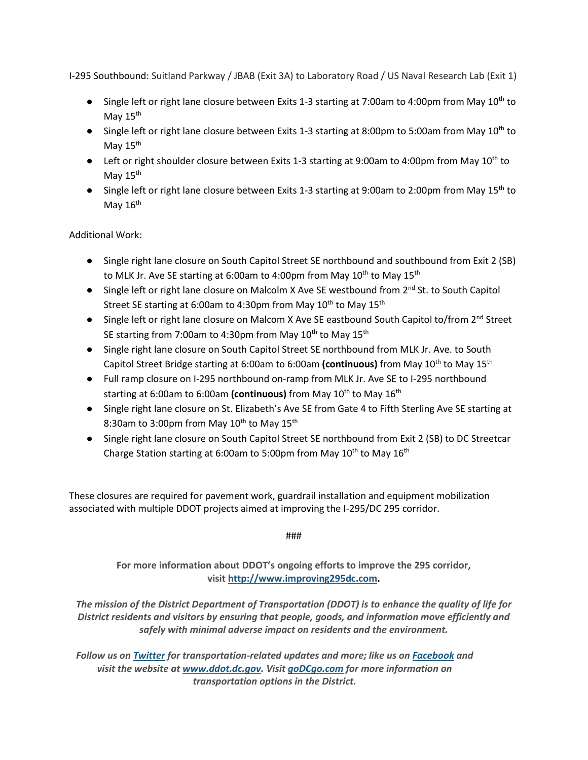I-295 Southbound: Suitland Parkway / JBAB (Exit 3A) to Laboratory Road / US Naval Research Lab (Exit 1)

- Single left or right lane closure between Exits 1-3 starting at 7:00am to 4:00pm from May 10th to May 15th
- Single left or right lane closure between Exits 1-3 starting at 8:00pm to 5:00am from May 10th to May 15th
- Left or right shoulder closure between Exits 1-3 starting at 9:00am to 4:00pm from May 10th to May 15th
- Single left or right lane closure between Exits 1-3 starting at 9:00am to 2:00pm from May 15th to May 16th

Additional Work:

- Single right lane closure on South Capitol Street SE northbound and southbound from Exit 2 (SB) to MLK Jr. Ave SE starting at 6:00am to 4:00pm from May 10th to May 15th
- Single left or right lane closure on Malcolm X Ave SE westbound from 2nd St. to South Capitol Street SE starting at 6:00am to 4:30pm from May 10th to May 15th
- Single left or right lane closure on Malcom X Ave SE eastbound South Capitol to/from 2nd Street SE starting from 7:00am to 4:30pm from May 10th to May 15th
- Single right lane closure on South Capitol Street SE northbound from MLK Jr. Ave. to South Capitol Street Bridge starting at 6:00am to 6:00am **(continuous)** from May 10th to May 15th
- Full ramp closure on I-295 northbound on-ramp from MLK Jr. Ave SE to I-295 northbound starting at 6:00am to 6:00am **(continuous)** from May 10th to May 16th
- Single right lane closure on St. Elizabeth's Ave SE from Gate 4 to Fifth Sterling Ave SE starting at 8:30am to 3:00pm from May 10th to May 15th
- Single right lane closure on South Capitol Street SE northbound from Exit 2 (SB) to DC Streetcar Charge Station starting at 6:00am to 5:00pm from May 10th to May 16th

These closures are required for pavement work, guardrail installation and equipment mobilization associated with multiple DDOT projects aimed at improving the I-295/DC 295 corridor.

###

**For more information about DDOT's ongoing efforts to improve the 295 corridor, visit [http://www.improving295dc.com](http://www.improving295dc.com).**

***The mission of the District Department of Transportation (DDOT) is to enhance the quality of life for District residents and visitors by ensuring that people, goods, and information move efficiently and safely with minimal adverse impact on residents and the environment.***

***Follow us on [Twitter](#) for transportation-related updates and more; like us on [Facebook](#) and visit the website at [www.ddot.dc.gov](http://www.ddot.dc.gov). Visit [goDCgo.com](http://goDCgo.com) for more information on transportation options in the District.***